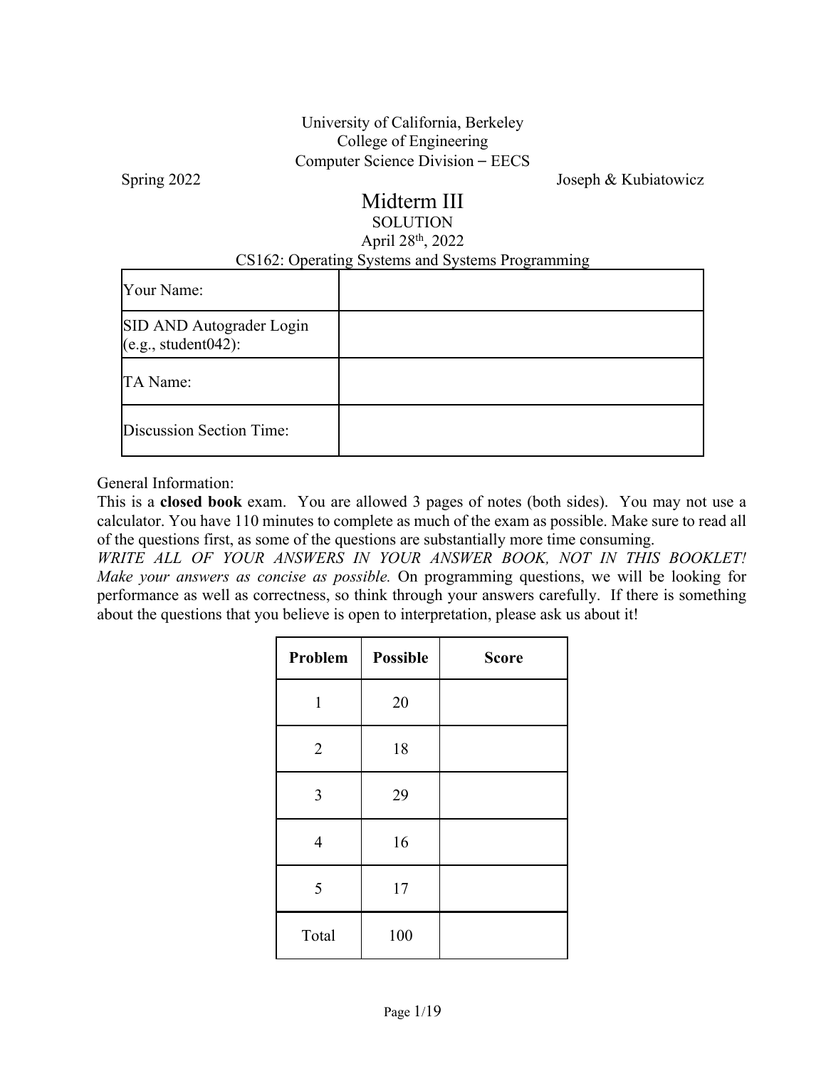University of California, Berkeley
College of Engineering
Computer Science Division – EECS

Spring 2022 Joseph & Kubiatowicz

# Midterm III

SOLUTION

April 28th, 2022

CS162: Operating Systems and Systems Programming

| | |
|---|---|
| Your Name: | |
| SID AND Autograder Login (e.g., student042): | |
| TA Name: | |
| Discussion Section Time: | |

General Information:
This is a **closed book** exam. You are allowed 3 pages of notes (both sides). You may not use a calculator. You have 110 minutes to complete as much of the exam as possible. Make sure to read all of the questions first, as some of the questions are substantially more time consuming.
*WRITE ALL OF YOUR ANSWERS IN YOUR ANSWER BOOK, NOT IN THIS BOOKLET! Make your answers as concise as possible.* On programming questions, we will be looking for performance as well as correctness, so think through your answers carefully. If there is something about the questions that you believe is open to interpretation, please ask us about it!

| Problem | Possible | Score |
|---|---|---|
| 1 | 20 | |
| 2 | 18 | |
| 3 | 29 | |
| 4 | 16 | |
| 5 | 17 | |
| Total | 100 | |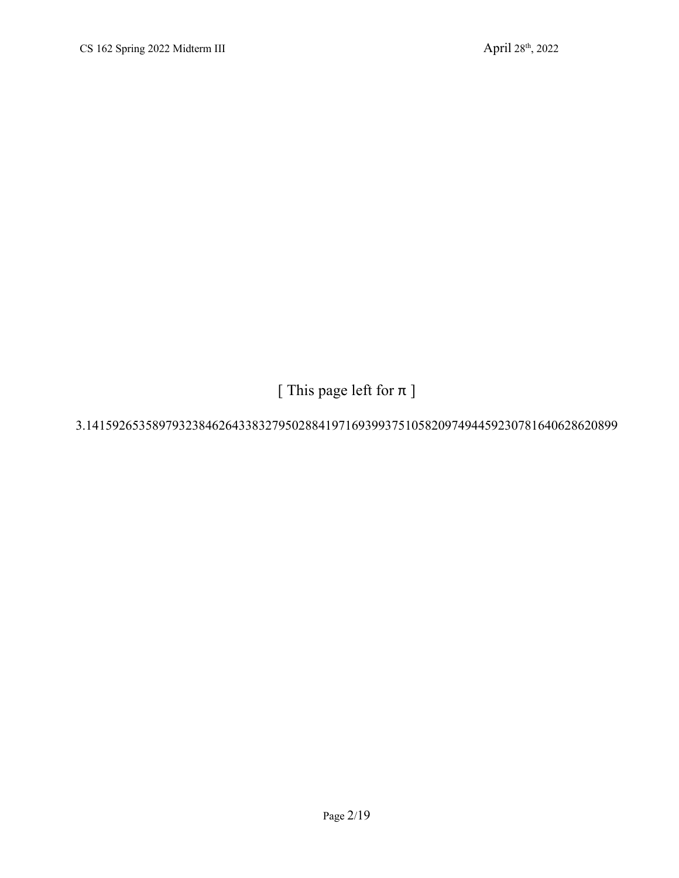[ This page left for π ]

3.14159265358979323846264338327950288419716939937510582097494459230781640628620899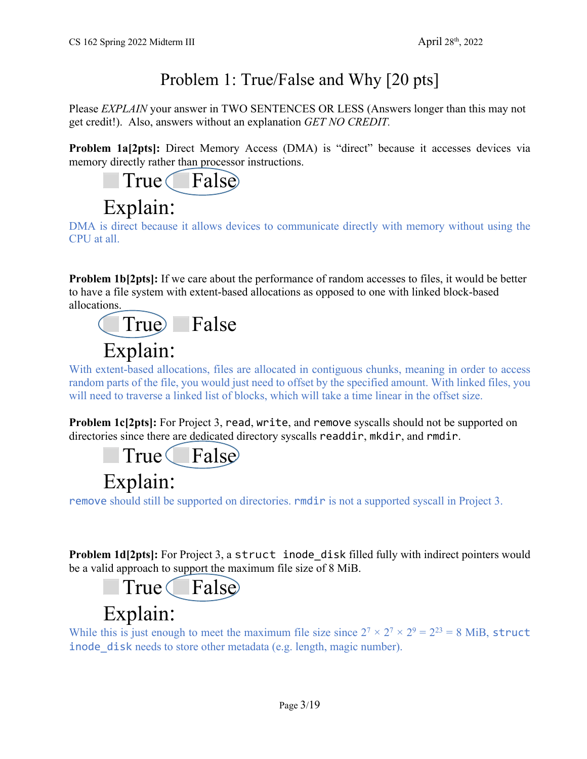# Problem 1: True/False and Why [20 pts]

Please *EXPLAIN* your answer in TWO SENTENCES OR LESS (Answers longer than this may not get credit!). Also, answers without an explanation *GET NO CREDIT.*

**Problem 1a[2pts]:** Direct Memory Access (DMA) is "direct" because it accesses devices via memory directly rather than processor instructions.

True **False** (circled)

Explain:

DMA is direct because it allows devices to communicate directly with memory without using the CPU at all.

**Problem 1b[2pts]:** If we care about the performance of random accesses to files, it would be better to have a file system with extent-based allocations as opposed to one with linked block-based allocations.

**True** (circled) False

Explain:

With extent-based allocations, files are allocated in contiguous chunks, meaning in order to access random parts of the file, you would just need to offset by the specified amount. With linked files, you will need to traverse a linked list of blocks, which will take a time linear in the offset size.

**Problem 1c[2pts]:** For Project 3, `read`, `write`, and `remove` syscalls should not be supported on directories since there are dedicated directory syscalls `readdir`, `mkdir`, and `rmdir`.

True **False** (circled)

Explain:

`remove` should still be supported on directories. `rmdir` is not a supported syscall in Project 3.

**Problem 1d[2pts]:** For Project 3, a `struct inode_disk` filled fully with indirect pointers would be a valid approach to support the maximum file size of 8 MiB.

True **False** (circled)

Explain:

While this is just enough to meet the maximum file size since $2^7 \times 2^7 \times 2^9 = 2^{23} = 8$ MiB, `struct inode_disk` needs to store other metadata (e.g. length, magic number).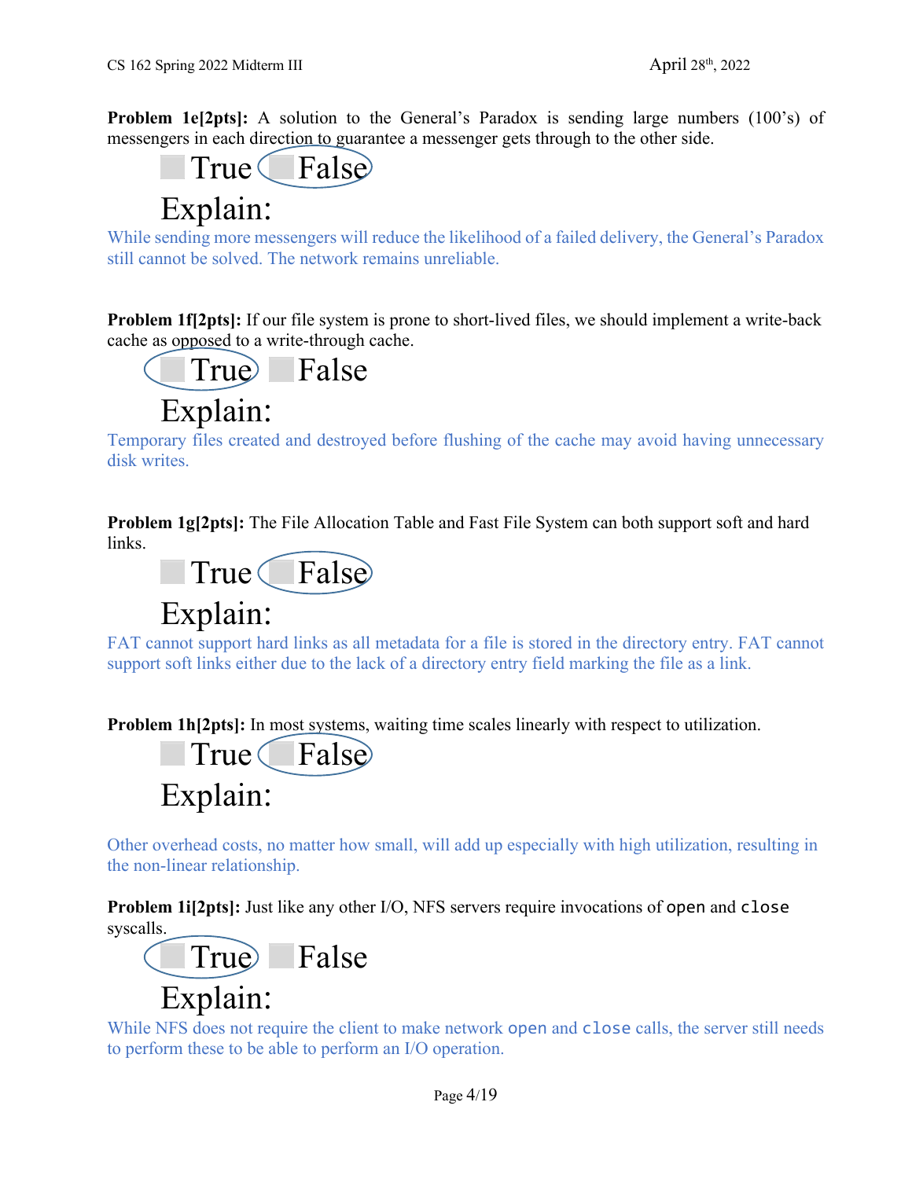**Problem 1e[2pts]:** A solution to the General's Paradox is sending large numbers (100's) of messengers in each direction to guarantee a messenger gets through to the other side.

☐ True ☐ **False** (circled)

Explain:

While sending more messengers will reduce the likelihood of a failed delivery, the General's Paradox still cannot be solved. The network remains unreliable.

**Problem 1f[2pts]:** If our file system is prone to short-lived files, we should implement a write-back cache as opposed to a write-through cache.

☐ **True** (circled) ☐ False

Explain:

Temporary files created and destroyed before flushing of the cache may avoid having unnecessary disk writes.

**Problem 1g[2pts]:** The File Allocation Table and Fast File System can both support soft and hard links.

☐ True ☐ **False** (circled)

Explain:

FAT cannot support hard links as all metadata for a file is stored in the directory entry. FAT cannot support soft links either due to the lack of a directory entry field marking the file as a link.

**Problem 1h[2pts]:** In most systems, waiting time scales linearly with respect to utilization.

☐ True ☐ **False** (circled)

Explain:

Other overhead costs, no matter how small, will add up especially with high utilization, resulting in the non-linear relationship.

**Problem 1i[2pts]:** Just like any other I/O, NFS servers require invocations of `open` and `close` syscalls.

☐ **True** (circled) ☐ False

Explain:

While NFS does not require the client to make network `open` and `close` calls, the server still needs to perform these to be able to perform an I/O operation.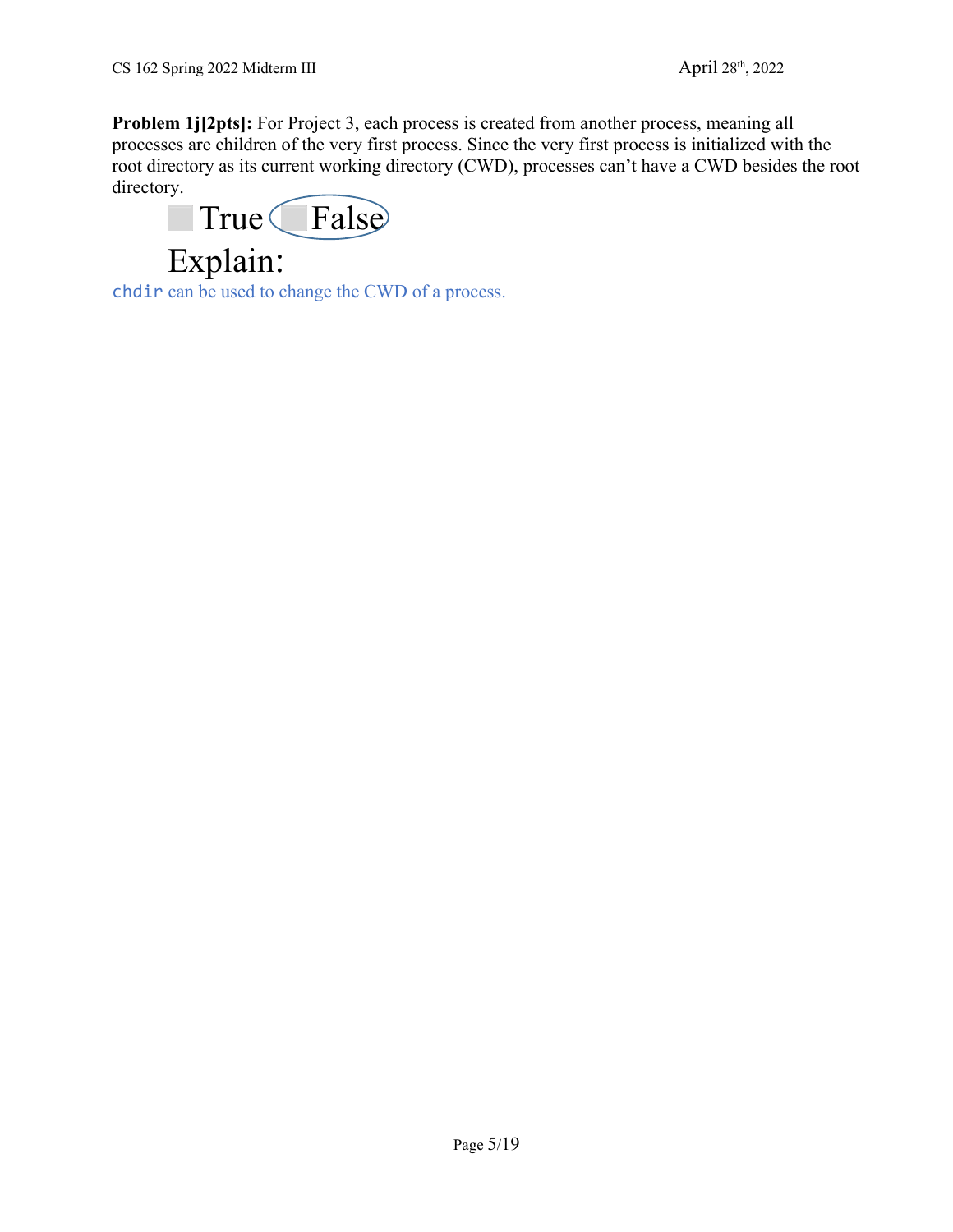**Problem 1j[2pts]:** For Project 3, each process is created from another process, meaning all processes are children of the very first process. Since the very first process is initialized with the root directory as its current working directory (CWD), processes can't have a CWD besides the root directory.

☐ True ☐ **False** (circled)

Explain:

`chdir` can be used to change the CWD of a process.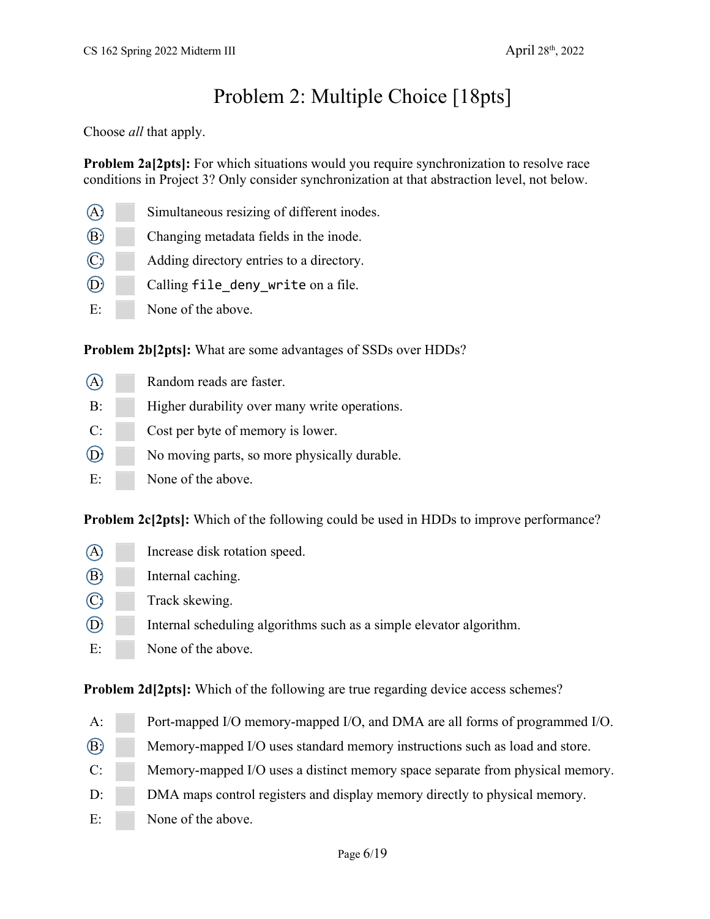# Problem 2: Multiple Choice [18pts]

Choose *all* that apply.

**Problem 2a[2pts]:** For which situations would you require synchronization to resolve race conditions in Project 3? Only consider synchronization at that abstraction level, not below.

- (A) Simultaneous resizing of different inodes.
- (B) Changing metadata fields in the inode.
- (C) Adding directory entries to a directory.
- (D) Calling `file_deny_write` on a file.
- E: None of the above.

**Problem 2b[2pts]:** What are some advantages of SSDs over HDDs?

- (A) Random reads are faster.
- B: Higher durability over many write operations.
- C: Cost per byte of memory is lower.
- (D) No moving parts, so more physically durable.
- E: None of the above.

**Problem 2c[2pts]:** Which of the following could be used in HDDs to improve performance?

- (A) Increase disk rotation speed.
- (B) Internal caching.
- (C) Track skewing.
- (D) Internal scheduling algorithms such as a simple elevator algorithm.
- E: None of the above.

**Problem 2d[2pts]:** Which of the following are true regarding device access schemes?

- A: Port-mapped I/O memory-mapped I/O, and DMA are all forms of programmed I/O.
- (B) Memory-mapped I/O uses standard memory instructions such as load and store.
- C: Memory-mapped I/O uses a distinct memory space separate from physical memory.
- D: DMA maps control registers and display memory directly to physical memory.
- E: None of the above.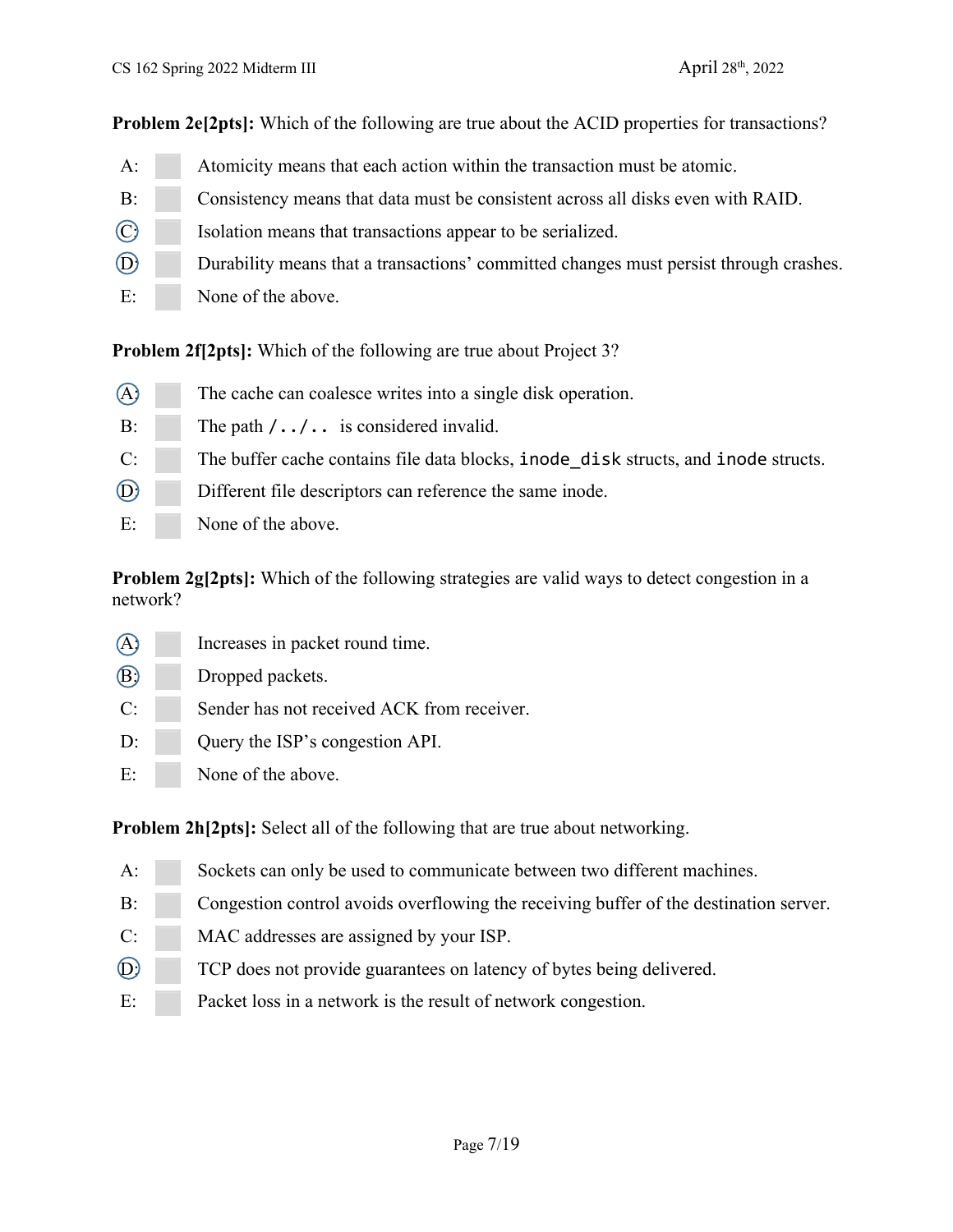**Problem 2e[2pts]:** Which of the following are true about the ACID properties for transactions?

- A: Atomicity means that each action within the transaction must be atomic.
- B: Consistency means that data must be consistent across all disks even with RAID.
- (C): Isolation means that transactions appear to be serialized.
- (D): Durability means that a transactions' committed changes must persist through crashes.
- E: None of the above.

**Problem 2f[2pts]:** Which of the following are true about Project 3?

- (A): The cache can coalesce writes into a single disk operation.
- B: The path `/../..` is considered invalid.
- C: The buffer cache contains file data blocks, `inode_disk` structs, and `inode` structs.
- (D): Different file descriptors can reference the same inode.
- E: None of the above.

**Problem 2g[2pts]:** Which of the following strategies are valid ways to detect congestion in a network?

- (A): Increases in packet round time.
- (B): Dropped packets.
- C: Sender has not received ACK from receiver.
- D: Query the ISP's congestion API.
- E: None of the above.

**Problem 2h[2pts]:** Select all of the following that are true about networking.

- A: Sockets can only be used to communicate between two different machines.
- B: Congestion control avoids overflowing the receiving buffer of the destination server.
- C: MAC addresses are assigned by your ISP.
- (D): TCP does not provide guarantees on latency of bytes being delivered.
- E: Packet loss in a network is the result of network congestion.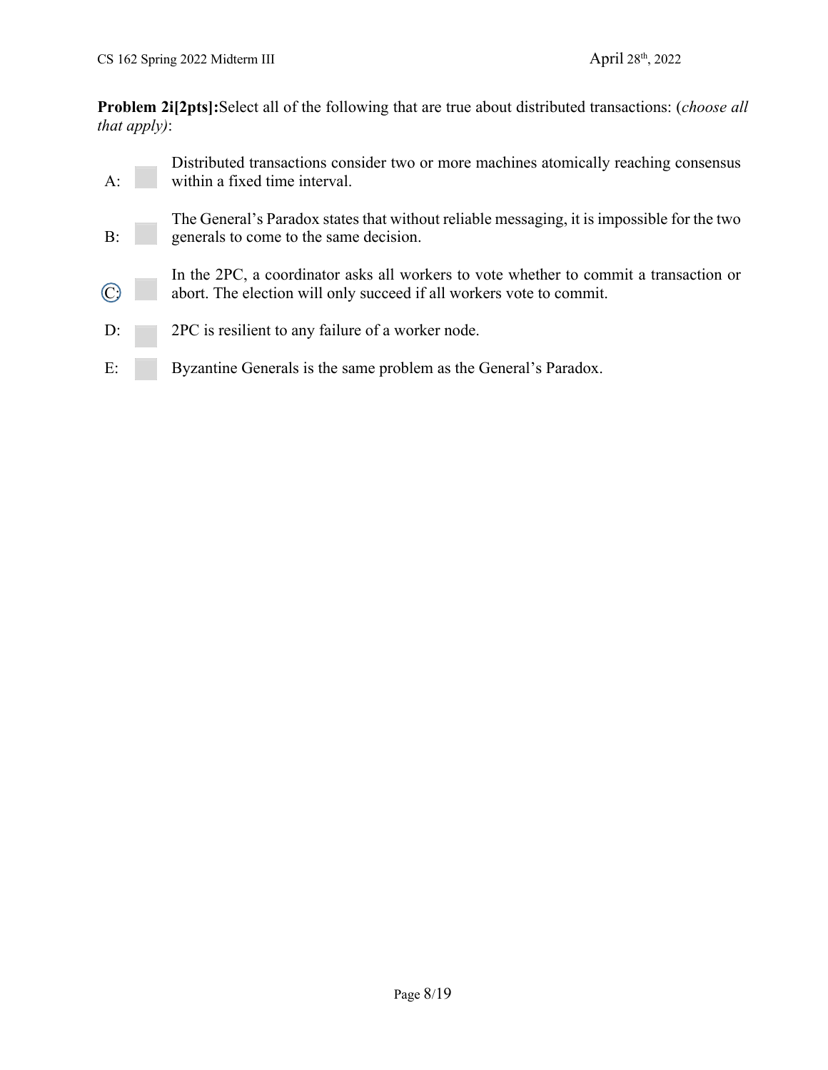**Problem 2i[2pts]:**Select all of the following that are true about distributed transactions: (*choose all that apply)*:

A: Distributed transactions consider two or more machines atomically reaching consensus within a fixed time interval.

B: The General's Paradox states that without reliable messaging, it is impossible for the two generals to come to the same decision.

C: In the 2PC, a coordinator asks all workers to vote whether to commit a transaction or abort. The election will only succeed if all workers vote to commit.

D: 2PC is resilient to any failure of a worker node.

E: Byzantine Generals is the same problem as the General's Paradox.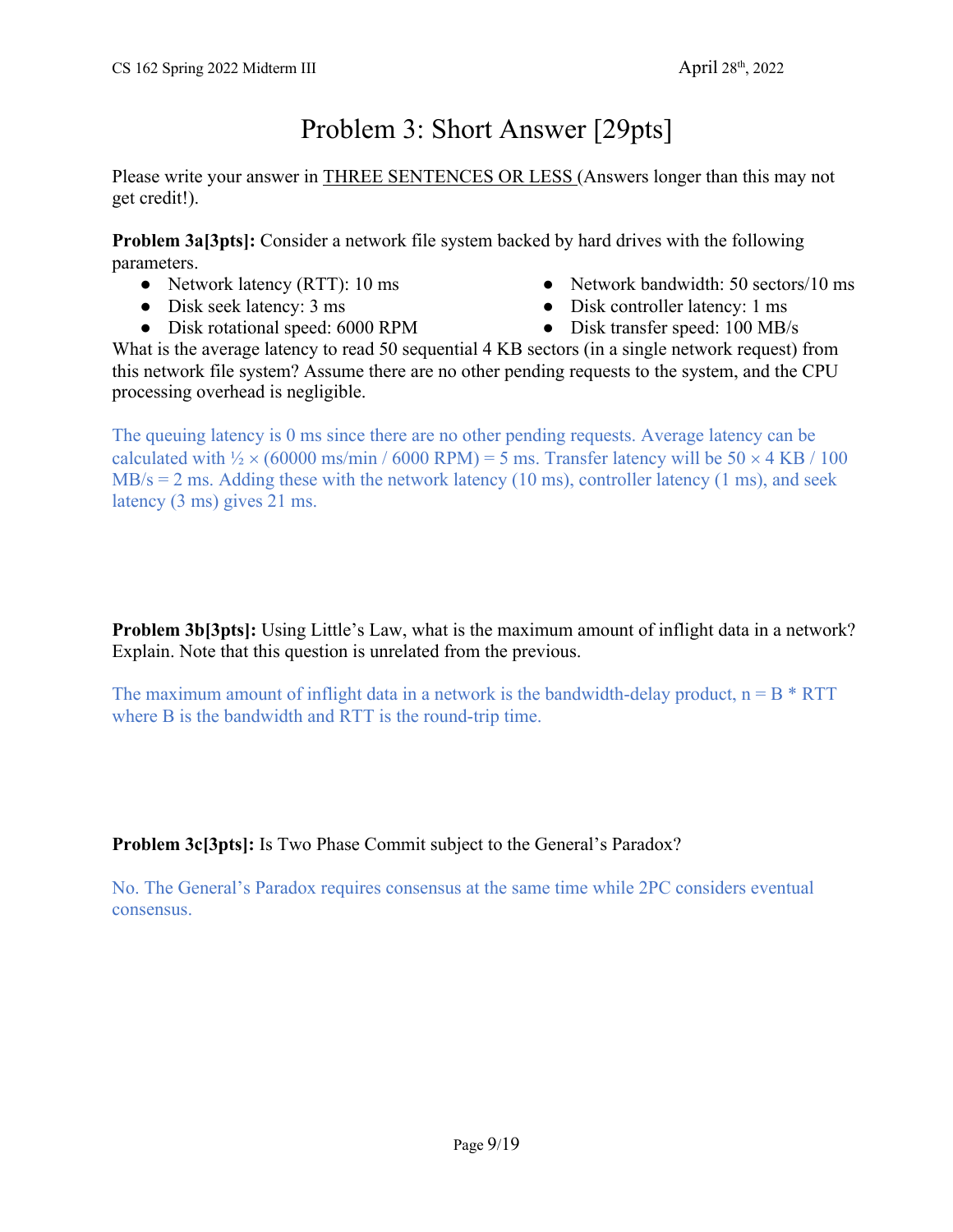# Problem 3: Short Answer [29pts]

Please write your answer in THREE SENTENCES OR LESS (Answers longer than this may not get credit!).

**Problem 3a[3pts]:** Consider a network file system backed by hard drives with the following parameters.

- Network latency (RTT): 10 ms
- Disk seek latency: 3 ms
- Disk rotational speed: 6000 RPM
- Network bandwidth: 50 sectors/10 ms
- Disk controller latency: 1 ms
- Disk transfer speed: 100 MB/s

What is the average latency to read 50 sequential 4 KB sectors (in a single network request) from this network file system? Assume there are no other pending requests to the system, and the CPU processing overhead is negligible.

The queuing latency is 0 ms since there are no other pending requests. Average latency can be calculated with ½ × (60000 ms/min / 6000 RPM) = 5 ms. Transfer latency will be 50 × 4 KB / 100 MB/s = 2 ms. Adding these with the network latency (10 ms), controller latency (1 ms), and seek latency (3 ms) gives 21 ms.

**Problem 3b[3pts]:** Using Little's Law, what is the maximum amount of inflight data in a network? Explain. Note that this question is unrelated from the previous.

The maximum amount of inflight data in a network is the bandwidth-delay product, n = B * RTT where B is the bandwidth and RTT is the round-trip time.

**Problem 3c[3pts]:** Is Two Phase Commit subject to the General's Paradox?

No. The General's Paradox requires consensus at the same time while 2PC considers eventual consensus.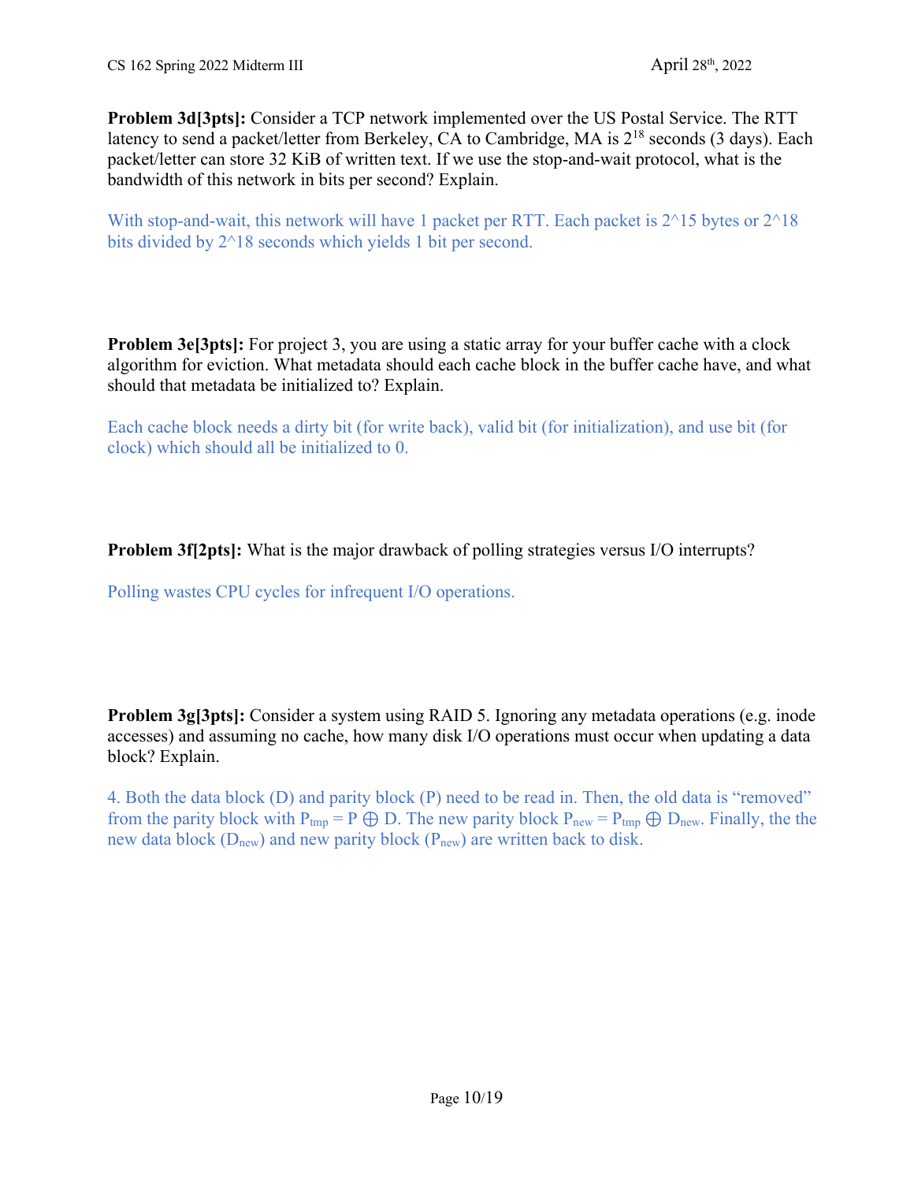**Problem 3d[3pts]:** Consider a TCP network implemented over the US Postal Service. The RTT latency to send a packet/letter from Berkeley, CA to Cambridge, MA is $2^{18}$ seconds (3 days). Each packet/letter can store 32 KiB of written text. If we use the stop-and-wait protocol, what is the bandwidth of this network in bits per second? Explain.

With stop-and-wait, this network will have 1 packet per RTT. Each packet is 2^15 bytes or 2^18 bits divided by 2^18 seconds which yields 1 bit per second.

**Problem 3e[3pts]:** For project 3, you are using a static array for your buffer cache with a clock algorithm for eviction. What metadata should each cache block in the buffer cache have, and what should that metadata be initialized to? Explain.

Each cache block needs a dirty bit (for write back), valid bit (for initialization), and use bit (for clock) which should all be initialized to 0.

**Problem 3f[2pts]:** What is the major drawback of polling strategies versus I/O interrupts?

Polling wastes CPU cycles for infrequent I/O operations.

**Problem 3g[3pts]:** Consider a system using RAID 5. Ignoring any metadata operations (e.g. inode accesses) and assuming no cache, how many disk I/O operations must occur when updating a data block? Explain.

4. Both the data block (D) and parity block (P) need to be read in. Then, the old data is "removed" from the parity block with $P_{tmp} = P \oplus D$. The new parity block $P_{new} = P_{tmp} \oplus D_{new}$. Finally, the the new data block ($D_{new}$) and new parity block ($P_{new}$) are written back to disk.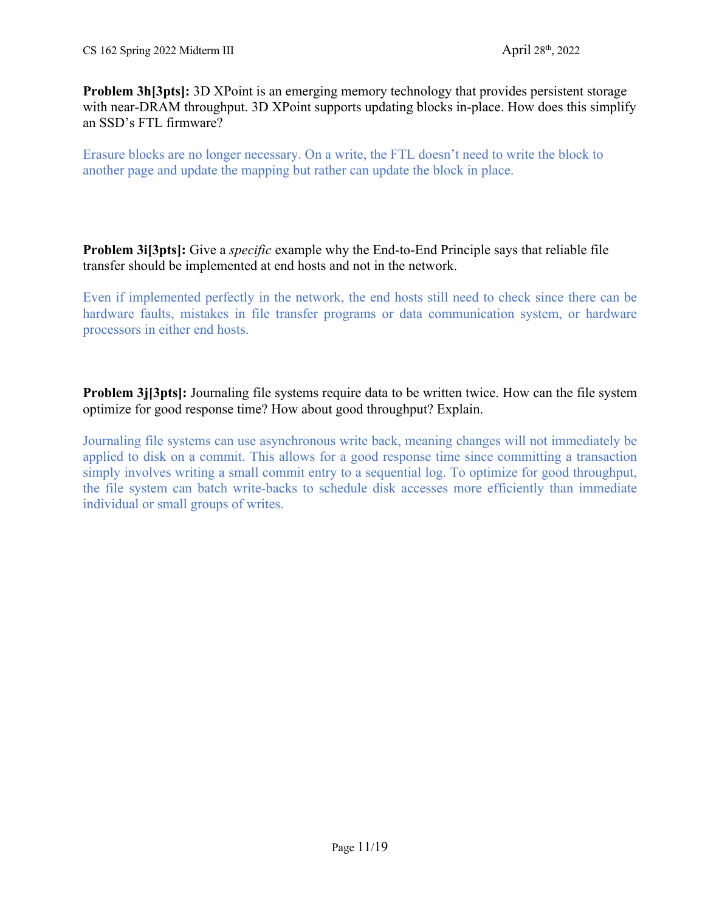**Problem 3h[3pts]:** 3D XPoint is an emerging memory technology that provides persistent storage with near-DRAM throughput. 3D XPoint supports updating blocks in-place. How does this simplify an SSD's FTL firmware?

Erasure blocks are no longer necessary. On a write, the FTL doesn't need to write the block to another page and update the mapping but rather can update the block in place.

**Problem 3i[3pts]:** Give a *specific* example why the End-to-End Principle says that reliable file transfer should be implemented at end hosts and not in the network.

Even if implemented perfectly in the network, the end hosts still need to check since there can be hardware faults, mistakes in file transfer programs or data communication system, or hardware processors in either end hosts.

**Problem 3j[3pts]:** Journaling file systems require data to be written twice. How can the file system optimize for good response time? How about good throughput? Explain.

Journaling file systems can use asynchronous write back, meaning changes will not immediately be applied to disk on a commit. This allows for a good response time since committing a transaction simply involves writing a small commit entry to a sequential log. To optimize for good throughput, the file system can batch write-backs to schedule disk accesses more efficiently than immediate individual or small groups of writes.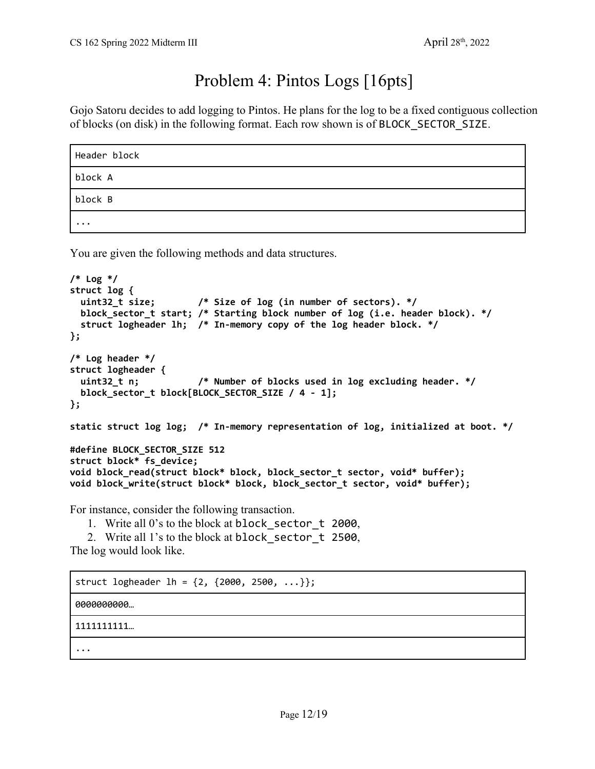# Problem 4: Pintos Logs [16pts]

Gojo Satoru decides to add logging to Pintos. He plans for the log to be a fixed contiguous collection of blocks (on disk) in the following format. Each row shown is of `BLOCK_SECTOR_SIZE`.

| Header block |
|---|
| block A |
| block B |
| ... |

You are given the following methods and data structures.

```
/* Log */
struct log {
  uint32_t size;        /* Size of log (in number of sectors). */
  block_sector_t start; /* Starting block number of log (i.e. header block). */
  struct logheader lh;  /* In-memory copy of the log header block. */
};

/* Log header */
struct logheader {
  uint32_t n;           /* Number of blocks used in log excluding header. */
  block_sector_t block[BLOCK_SECTOR_SIZE / 4 - 1];
};

static struct log log;  /* In-memory representation of log, initialized at boot. */

#define BLOCK_SECTOR_SIZE 512
struct block* fs_device;
void block_read(struct block* block, block_sector_t sector, void* buffer);
void block_write(struct block* block, block_sector_t sector, void* buffer);
```

For instance, consider the following transaction.

1. Write all 0's to the block at `block_sector_t 2000`,
2. Write all 1's to the block at `block_sector_t 2500`,

The log would look like.

| struct logheader lh = {2, {2000, 2500, ...}}; |
|---|
| 0000000000… |
| 1111111111… |
| ... |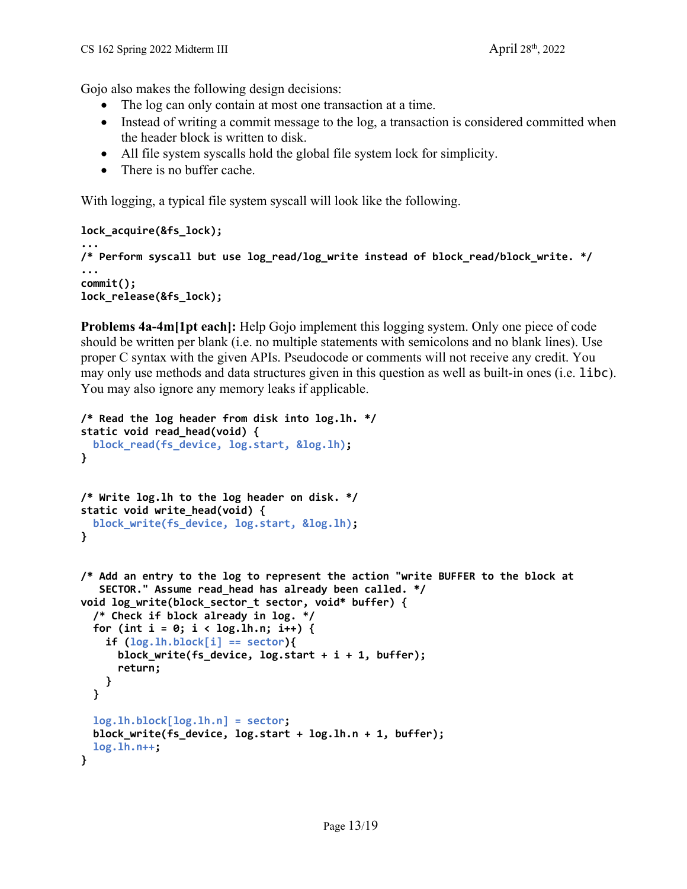Gojo also makes the following design decisions:

- The log can only contain at most one transaction at a time.
- Instead of writing a commit message to the log, a transaction is considered committed when the header block is written to disk.
- All file system syscalls hold the global file system lock for simplicity.
- There is no buffer cache.

With logging, a typical file system syscall will look like the following.

```
lock_acquire(&fs_lock);
...
/* Perform syscall but use log_read/log_write instead of block_read/block_write. */
...
commit();
lock_release(&fs_lock);
```

**Problems 4a-4m[1pt each]:** Help Gojo implement this logging system. Only one piece of code should be written per blank (i.e. no multiple statements with semicolons and no blank lines). Use proper C syntax with the given APIs. Pseudocode or comments will not receive any credit. You may only use methods and data structures given in this question as well as built-in ones (i.e. `libc`). You may also ignore any memory leaks if applicable.

```
/* Read the log header from disk into log.lh. */
static void read_head(void) {
  block_read(fs_device, log.start, &log.lh);
}


/* Write log.lh to the log header on disk. */
static void write_head(void) {
  block_write(fs_device, log.start, &log.lh);
}


/* Add an entry to the log to represent the action "write BUFFER to the block at
   SECTOR." Assume read_head has already been called. */
void log_write(block_sector_t sector, void* buffer) {
  /* Check if block already in log. */
  for (int i = 0; i < log.lh.n; i++) {
    if (log.lh.block[i] == sector){
      block_write(fs_device, log.start + i + 1, buffer);
      return;
    }
  }

  log.lh.block[log.lh.n] = sector;
  block_write(fs_device, log.start + log.lh.n + 1, buffer);
  log.lh.n++;
}
```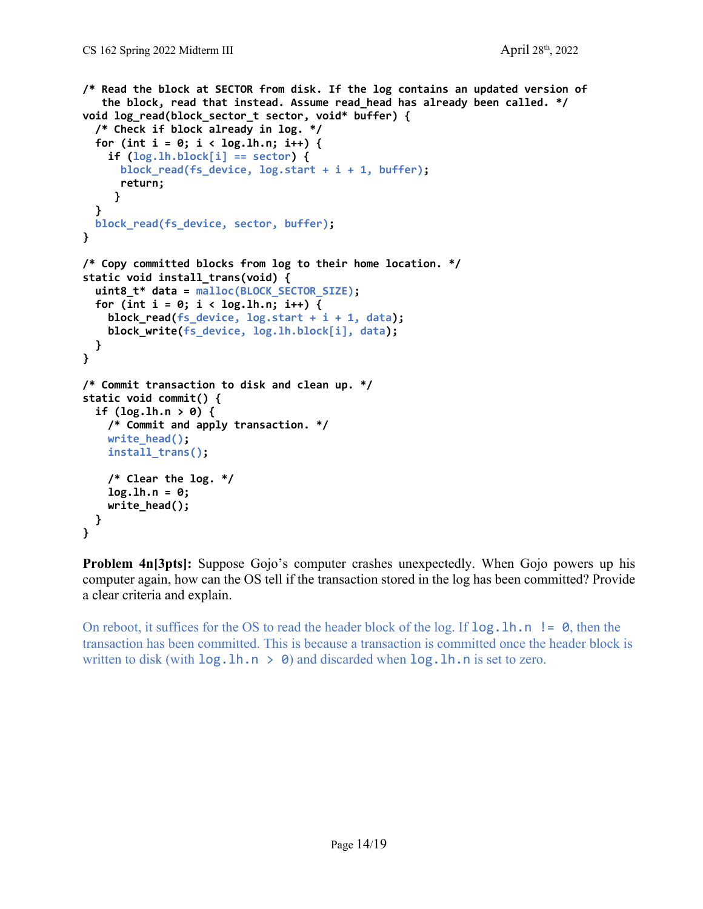```c
/* Read the block at SECTOR from disk. If the log contains an updated version of
   the block, read that instead. Assume read_head has already been called. */
void log_read(block_sector_t sector, void* buffer) {
  /* Check if block already in log. */
  for (int i = 0; i < log.lh.n; i++) {
    if (log.lh.block[i] == sector) {
      block_read(fs_device, log.start + i + 1, buffer);
      return;
     }
  }
  block_read(fs_device, sector, buffer);
}

/* Copy committed blocks from log to their home location. */
static void install_trans(void) {
  uint8_t* data = malloc(BLOCK_SECTOR_SIZE);
  for (int i = 0; i < log.lh.n; i++) {
    block_read(fs_device, log.start + i + 1, data);
    block_write(fs_device, log.lh.block[i], data);
  }
}

/* Commit transaction to disk and clean up. */
static void commit() {
  if (log.lh.n > 0) {
    /* Commit and apply transaction. */
    write_head();
    install_trans();

    /* Clear the log. */
    log.lh.n = 0;
    write_head();
  }
}
```

**Problem 4n[3pts]:** Suppose Gojo's computer crashes unexpectedly. When Gojo powers up his computer again, how can the OS tell if the transaction stored in the log has been committed? Provide a clear criteria and explain.

On reboot, it suffices for the OS to read the header block of the log. If `log.lh.n != 0`, then the transaction has been committed. This is because a transaction is committed once the header block is written to disk (with `log.lh.n > 0`) and discarded when `log.lh.n` is set to zero.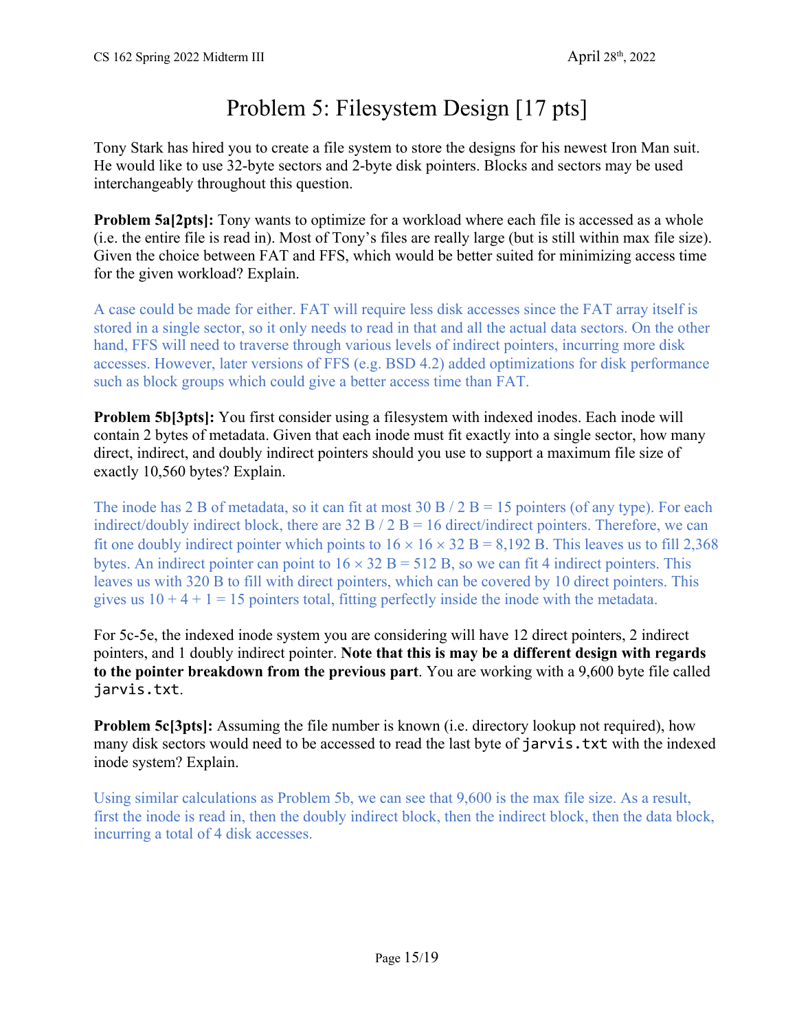# Problem 5: Filesystem Design [17 pts]

Tony Stark has hired you to create a file system to store the designs for his newest Iron Man suit. He would like to use 32-byte sectors and 2-byte disk pointers. Blocks and sectors may be used interchangeably throughout this question.

**Problem 5a[2pts]:** Tony wants to optimize for a workload where each file is accessed as a whole (i.e. the entire file is read in). Most of Tony's files are really large (but is still within max file size). Given the choice between FAT and FFS, which would be better suited for minimizing access time for the given workload? Explain.

A case could be made for either. FAT will require less disk accesses since the FAT array itself is stored in a single sector, so it only needs to read in that and all the actual data sectors. On the other hand, FFS will need to traverse through various levels of indirect pointers, incurring more disk accesses. However, later versions of FFS (e.g. BSD 4.2) added optimizations for disk performance such as block groups which could give a better access time than FAT.

**Problem 5b[3pts]:** You first consider using a filesystem with indexed inodes. Each inode will contain 2 bytes of metadata. Given that each inode must fit exactly into a single sector, how many direct, indirect, and doubly indirect pointers should you use to support a maximum file size of exactly 10,560 bytes? Explain.

The inode has 2 B of metadata, so it can fit at most 30 B / 2 B = 15 pointers (of any type). For each indirect/doubly indirect block, there are 32 B / 2 B = 16 direct/indirect pointers. Therefore, we can fit one doubly indirect pointer which points to $16 \times 16 \times 32$ B = 8,192 B. This leaves us to fill 2,368 bytes. An indirect pointer can point to $16 \times 32$ B = 512 B, so we can fit 4 indirect pointers. This leaves us with 320 B to fill with direct pointers, which can be covered by 10 direct pointers. This gives us 10 + 4 + 1 = 15 pointers total, fitting perfectly inside the inode with the metadata.

For 5c-5e, the indexed inode system you are considering will have 12 direct pointers, 2 indirect pointers, and 1 doubly indirect pointer. **Note that this is may be a different design with regards to the pointer breakdown from the previous part**. You are working with a 9,600 byte file called `jarvis.txt`.

**Problem 5c[3pts]:** Assuming the file number is known (i.e. directory lookup not required), how many disk sectors would need to be accessed to read the last byte of `jarvis.txt` with the indexed inode system? Explain.

Using similar calculations as Problem 5b, we can see that 9,600 is the max file size. As a result, first the inode is read in, then the doubly indirect block, then the indirect block, then the data block, incurring a total of 4 disk accesses.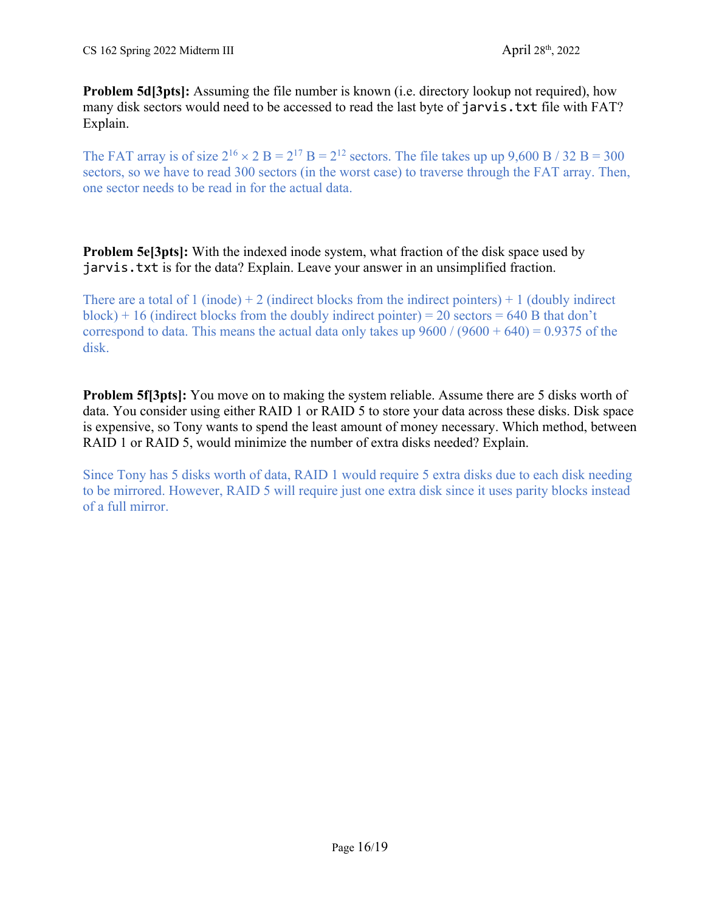**Problem 5d[3pts]:** Assuming the file number is known (i.e. directory lookup not required), how many disk sectors would need to be accessed to read the last byte of `jarvis.txt` file with FAT? Explain.

The FAT array is of size $2^{16} \times 2$ B = $2^{17}$ B = $2^{12}$ sectors. The file takes up up 9,600 B / 32 B = 300 sectors, so we have to read 300 sectors (in the worst case) to traverse through the FAT array. Then, one sector needs to be read in for the actual data.

**Problem 5e[3pts]:** With the indexed inode system, what fraction of the disk space used by `jarvis.txt` is for the data? Explain. Leave your answer in an unsimplified fraction.

There are a total of 1 (inode) + 2 (indirect blocks from the indirect pointers) + 1 (doubly indirect block) + 16 (indirect blocks from the doubly indirect pointer) = 20 sectors = 640 B that don't correspond to data. This means the actual data only takes up 9600 / (9600 + 640) = 0.9375 of the disk.

**Problem 5f[3pts]:** You move on to making the system reliable. Assume there are 5 disks worth of data. You consider using either RAID 1 or RAID 5 to store your data across these disks. Disk space is expensive, so Tony wants to spend the least amount of money necessary. Which method, between RAID 1 or RAID 5, would minimize the number of extra disks needed? Explain.

Since Tony has 5 disks worth of data, RAID 1 would require 5 extra disks due to each disk needing to be mirrored. However, RAID 5 will require just one extra disk since it uses parity blocks instead of a full mirror.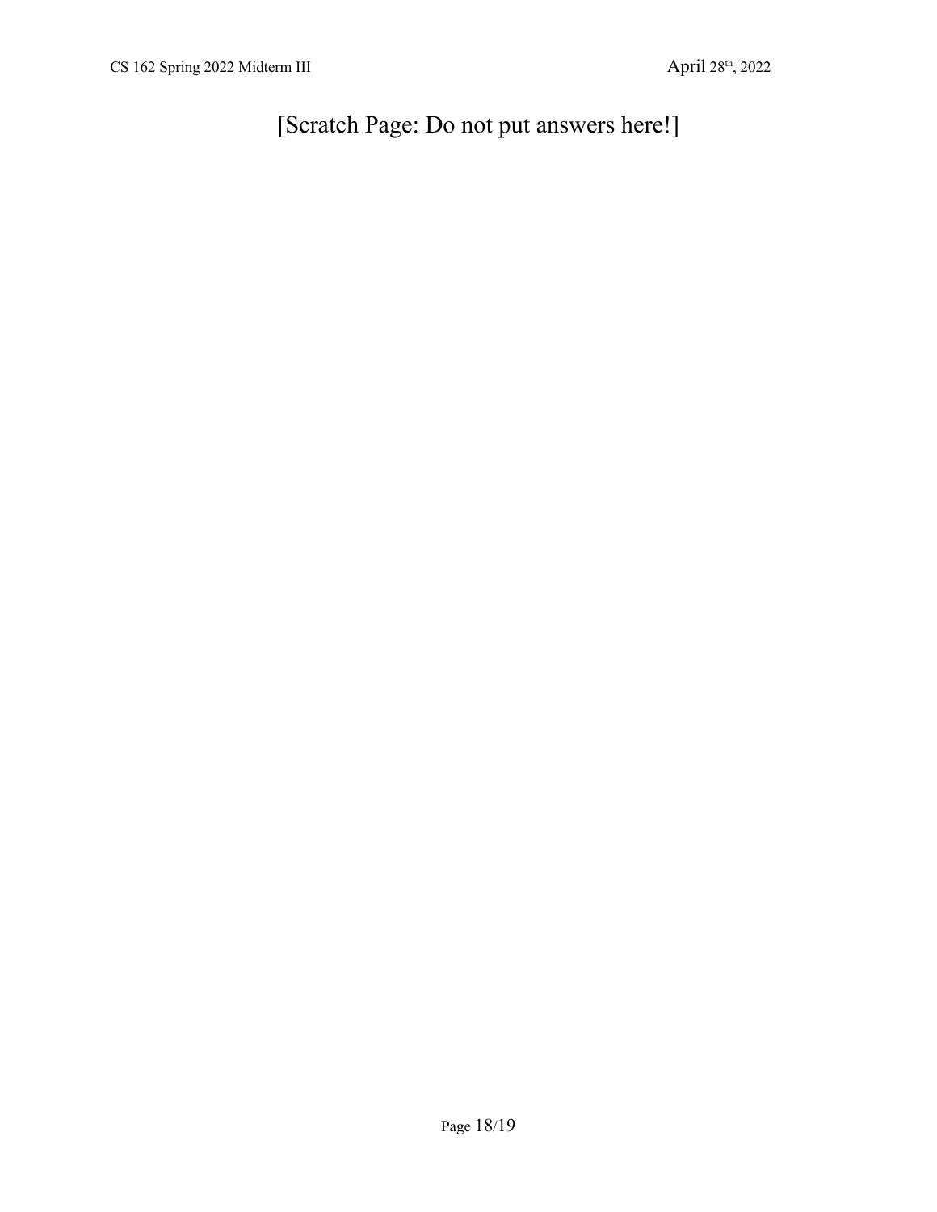[Scratch Page: Do not put answers here!]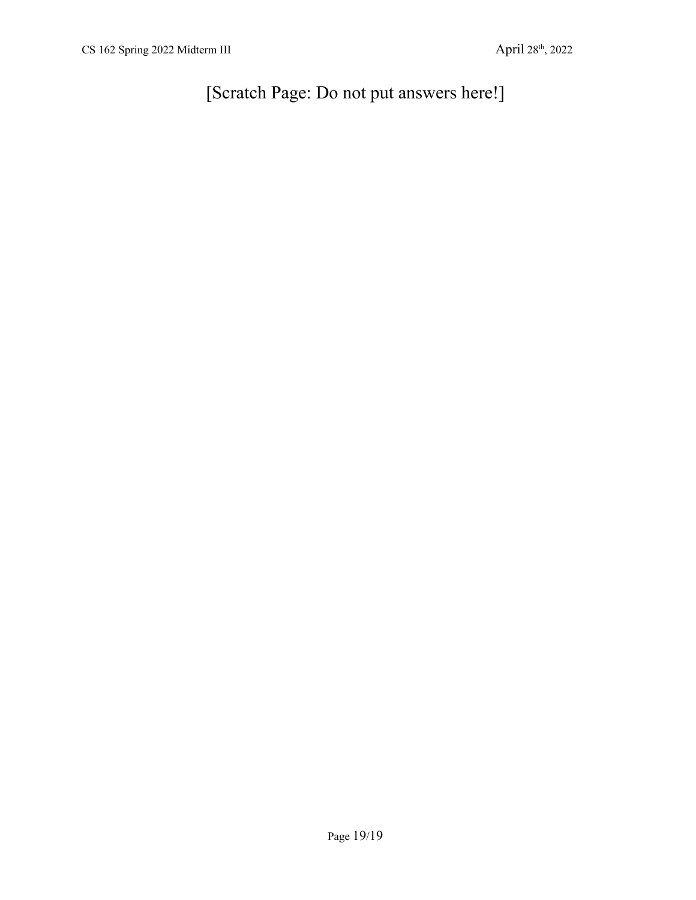# [Scratch Page: Do not put answers here!]